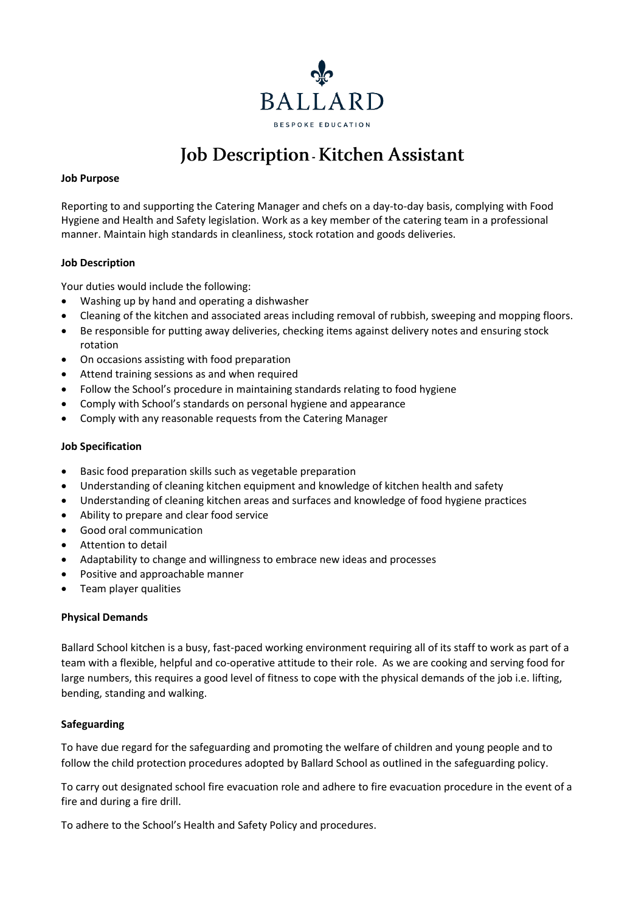BALLARD

BESPOKE EDUCATION

# Job Description - Kitchen Assistant

**Job Purpose**

Reporting to and supporting the Catering Manager and chefs on a day-to-day basis, complying with Food Hygiene and Health and Safety legislation. Work as a key member of the catering team in a professional manner. Maintain high standards in cleanliness, stock rotation and goods deliveries.

**Job Description**

Your duties would include the following:

- Washing up by hand and operating a dishwasher
- Cleaning of the kitchen and associated areas including removal of rubbish, sweeping and mopping floors.
- Be responsible for putting away deliveries, checking items against delivery notes and ensuring stock rotation
- On occasions assisting with food preparation
- Attend training sessions as and when required
- Follow the School's procedure in maintaining standards relating to food hygiene
- Comply with School's standards on personal hygiene and appearance
- Comply with any reasonable requests from the Catering Manager

**Job Specification**

- Basic food preparation skills such as vegetable preparation
- Understanding of cleaning kitchen equipment and knowledge of kitchen health and safety
- Understanding of cleaning kitchen areas and surfaces and knowledge of food hygiene practices
- Ability to prepare and clear food service
- Good oral communication
- Attention to detail
- Adaptability to change and willingness to embrace new ideas and processes
- Positive and approachable manner
- Team player qualities

**Physical Demands**

Ballard School kitchen is a busy, fast-paced working environment requiring all of its staff to work as part of a team with a flexible, helpful and co-operative attitude to their role. As we are cooking and serving food for large numbers, this requires a good level of fitness to cope with the physical demands of the job i.e. lifting, bending, standing and walking.

**Safeguarding**

To have due regard for the safeguarding and promoting the welfare of children and young people and to follow the child protection procedures adopted by Ballard School as outlined in the safeguarding policy.

To carry out designated school fire evacuation role and adhere to fire evacuation procedure in the event of a fire and during a fire drill.

To adhere to the School's Health and Safety Policy and procedures.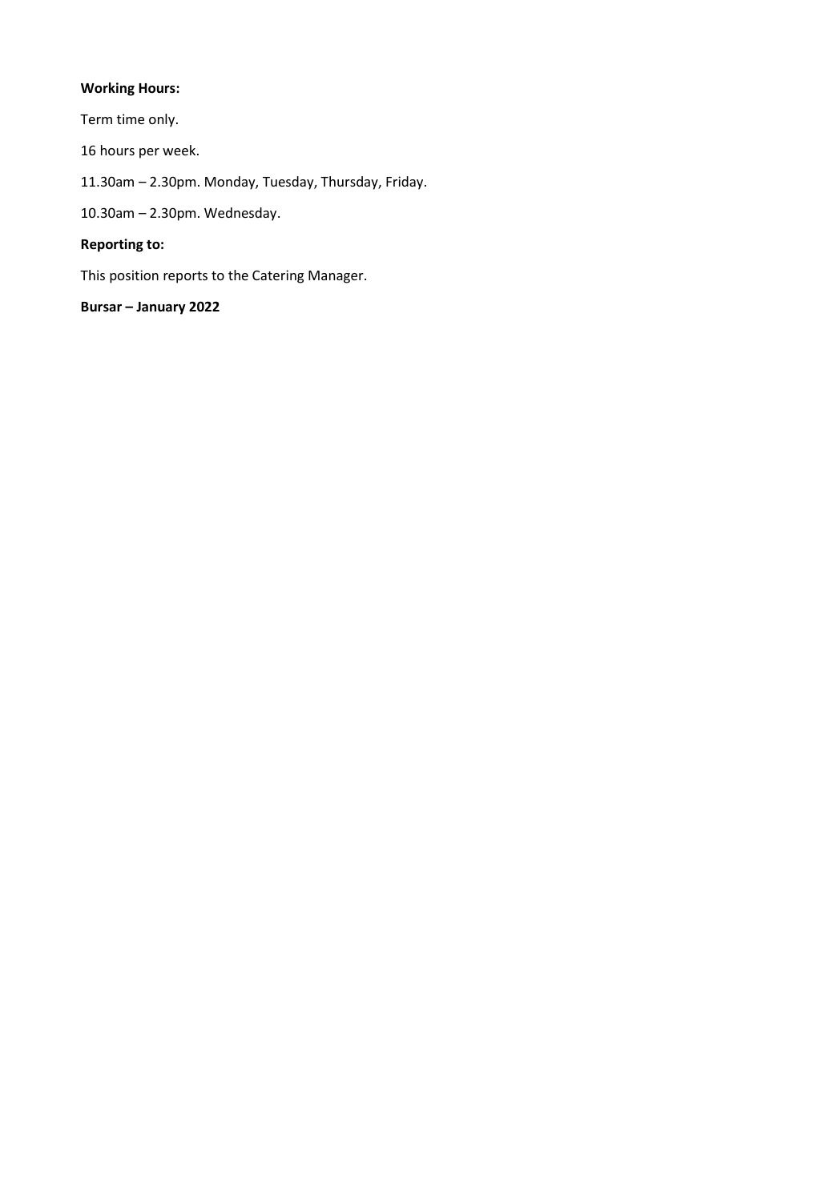**Working Hours:**

Term time only.

16 hours per week.

11.30am – 2.30pm. Monday, Tuesday, Thursday, Friday.

10.30am – 2.30pm. Wednesday.

**Reporting to:**

This position reports to the Catering Manager.

**Bursar – January 2022**